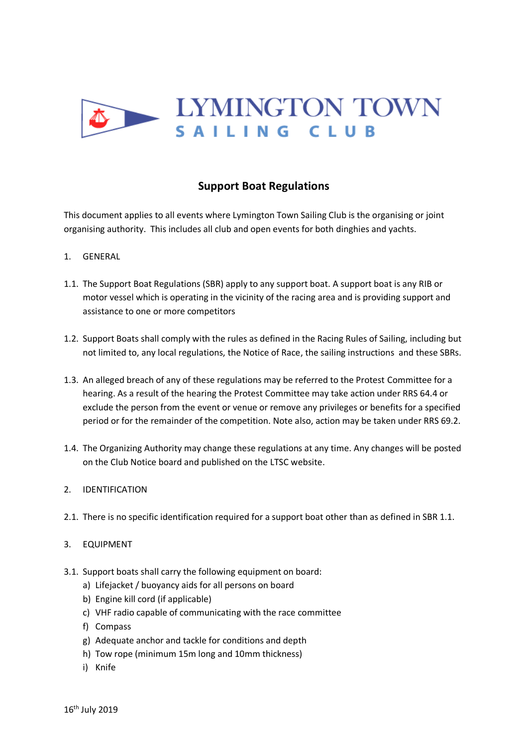LYMINGTON TOWN SAILING CLUB

# Support Boat Regulations

This document applies to all events where Lymington Town Sailing Club is the organising or joint organising authority. This includes all club and open events for both dinghies and yachts.

1. GENERAL

1.1. The Support Boat Regulations (SBR) apply to any support boat. A support boat is any RIB or motor vessel which is operating in the vicinity of the racing area and is providing support and assistance to one or more competitors

1.2. Support Boats shall comply with the rules as defined in the Racing Rules of Sailing, including but not limited to, any local regulations, the Notice of Race, the sailing instructions and these SBRs.

1.3. An alleged breach of any of these regulations may be referred to the Protest Committee for a hearing. As a result of the hearing the Protest Committee may take action under RRS 64.4 or exclude the person from the event or venue or remove any privileges or benefits for a specified period or for the remainder of the competition. Note also, action may be taken under RRS 69.2.

1.4. The Organizing Authority may change these regulations at any time. Any changes will be posted on the Club Notice board and published on the LTSC website.

2. IDENTIFICATION

2.1. There is no specific identification required for a support boat other than as defined in SBR 1.1.

3. EQUIPMENT

3.1. Support boats shall carry the following equipment on board:
   a) Lifejacket / buoyancy aids for all persons on board
   b) Engine kill cord (if applicable)
   c) VHF radio capable of communicating with the race committee
   f) Compass
   g) Adequate anchor and tackle for conditions and depth
   h) Tow rope (minimum 15m long and 10mm thickness)
   i) Knife

16th July 2019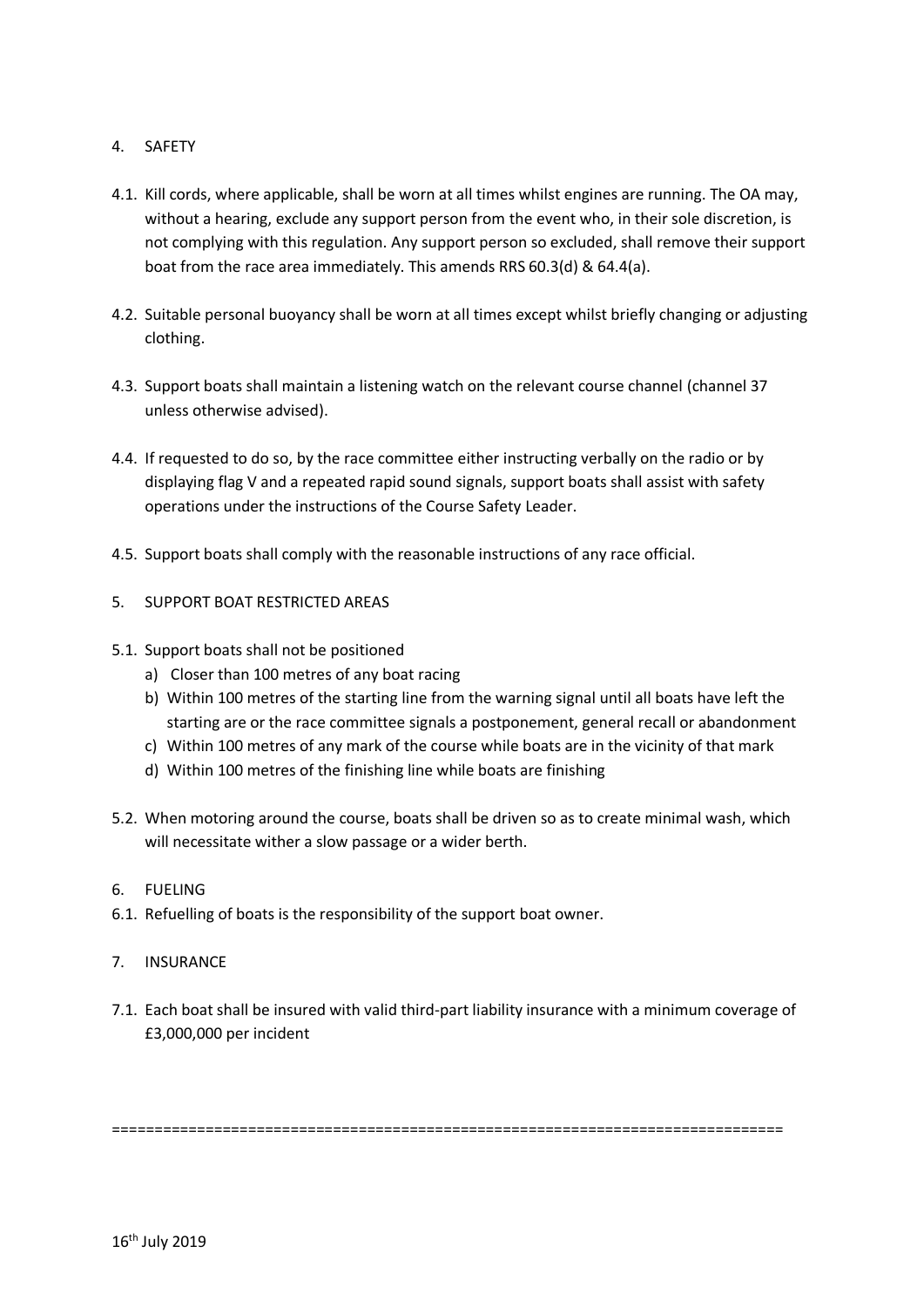## 4. SAFETY

4.1. Kill cords, where applicable, shall be worn at all times whilst engines are running. The OA may, without a hearing, exclude any support person from the event who, in their sole discretion, is not complying with this regulation. Any support person so excluded, shall remove their support boat from the race area immediately. This amends RRS 60.3(d) & 64.4(a).

4.2. Suitable personal buoyancy shall be worn at all times except whilst briefly changing or adjusting clothing.

4.3. Support boats shall maintain a listening watch on the relevant course channel (channel 37 unless otherwise advised).

4.4. If requested to do so, by the race committee either instructing verbally on the radio or by displaying flag V and a repeated rapid sound signals, support boats shall assist with safety operations under the instructions of the Course Safety Leader.

4.5. Support boats shall comply with the reasonable instructions of any race official.

## 5. SUPPORT BOAT RESTRICTED AREAS

5.1. Support boats shall not be positioned

a) Closer than 100 metres of any boat racing
b) Within 100 metres of the starting line from the warning signal until all boats have left the starting are or the race committee signals a postponement, general recall or abandonment
c) Within 100 metres of any mark of the course while boats are in the vicinity of that mark
d) Within 100 metres of the finishing line while boats are finishing

5.2. When motoring around the course, boats shall be driven so as to create minimal wash, which will necessitate wither a slow passage or a wider berth.

## 6. FUELING

6.1. Refuelling of boats is the responsibility of the support boat owner.

## 7. INSURANCE

7.1. Each boat shall be insured with valid third-part liability insurance with a minimum coverage of £3,000,000 per incident

==============================================================================

16th July 2019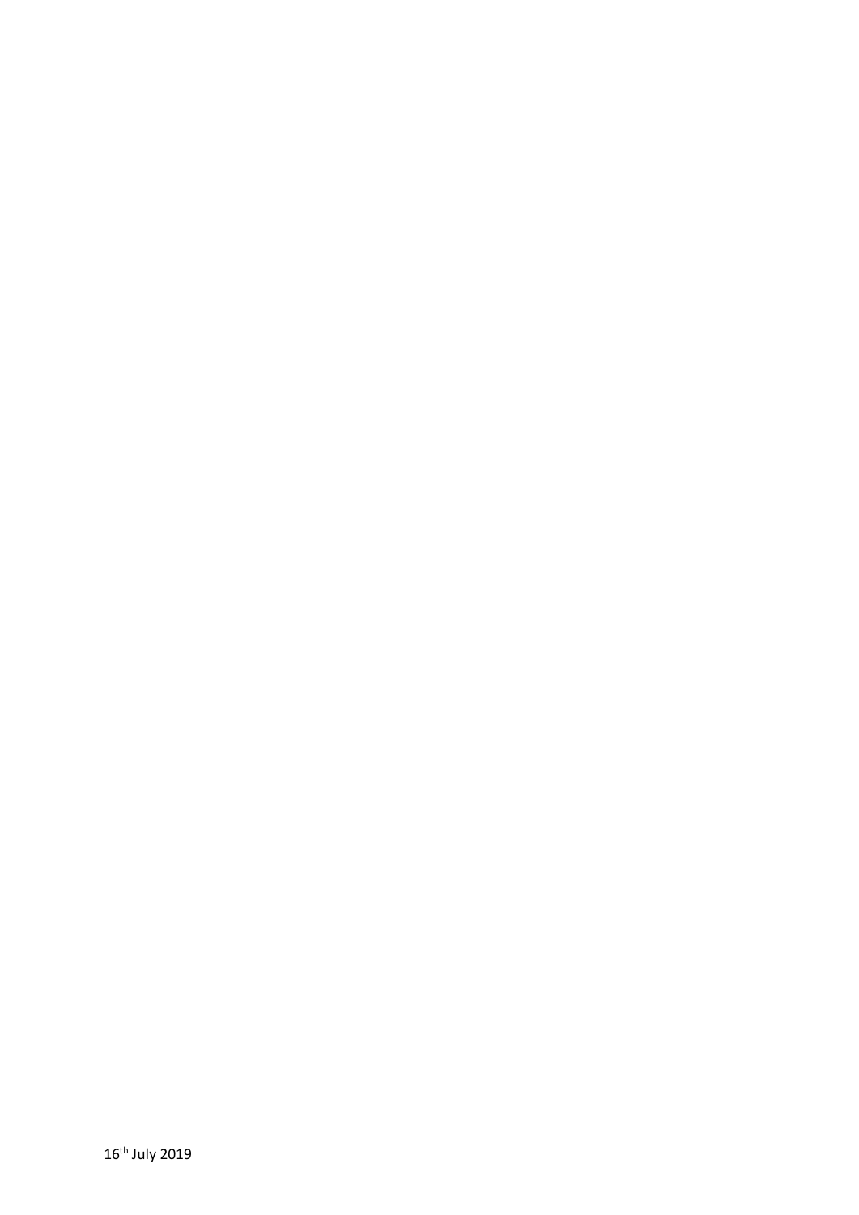16th July 2019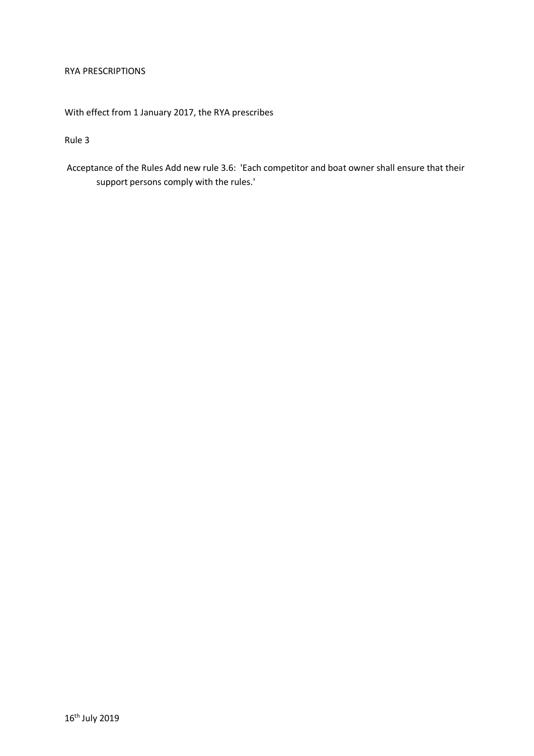RYA PRESCRIPTIONS

With effect from 1 January 2017, the RYA prescribes

Rule 3

Acceptance of the Rules Add new rule 3.6: 'Each competitor and boat owner shall ensure that their support persons comply with the rules.'

16th July 2019